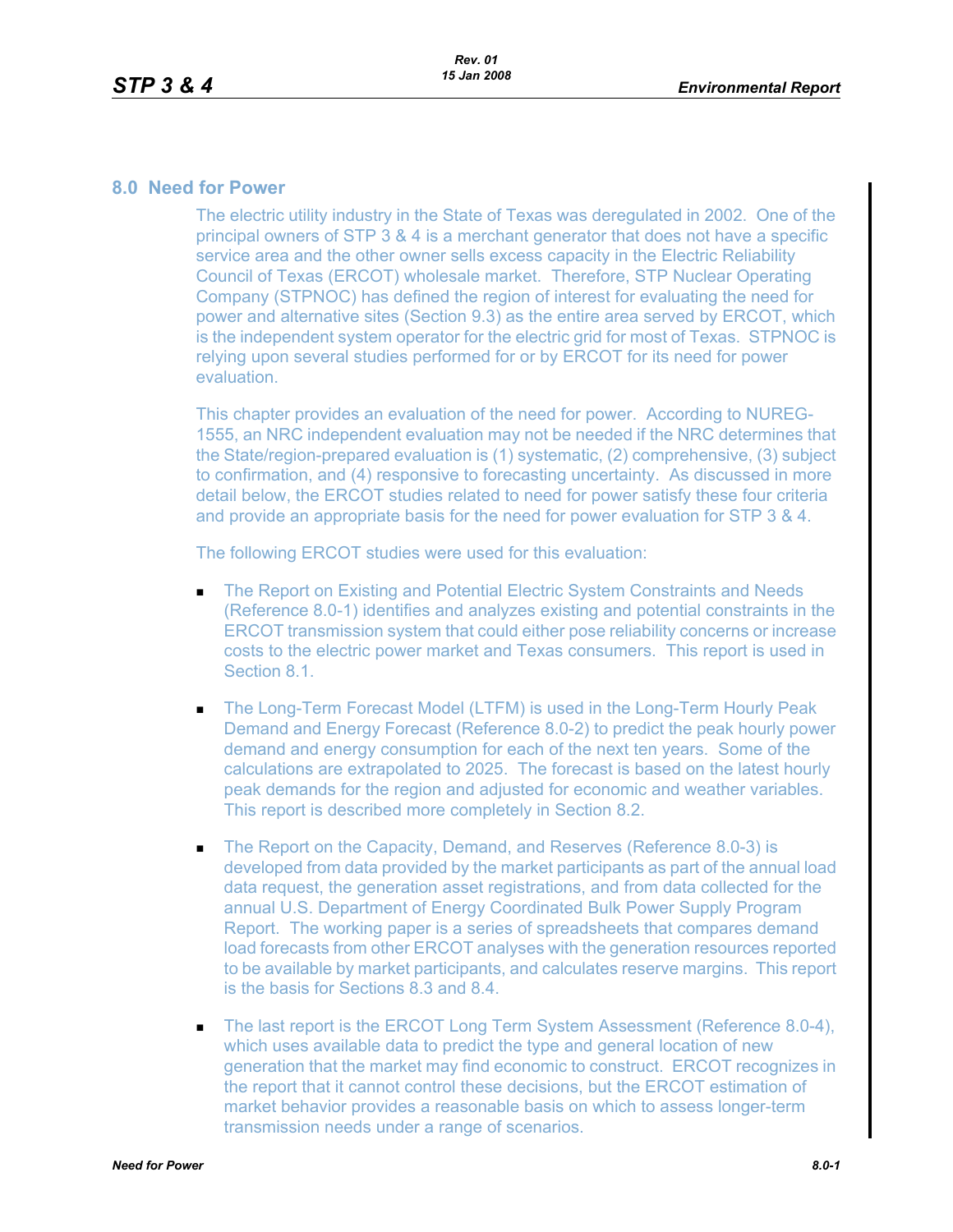## 8.0 Need for Power

The electric utility industry in the State of Texas was deregulated in 2002. One of the principal owners of STP 3 & 4 is a merchant generator that does not have a specific service area and the other owner sells excess capacity in the Electric Reliability Council of Texas (ERCOT) wholesale market. Therefore, STP Nuclear Operating Company (STPNOC) has defined the region of interest for evaluating the need for power and alternative sites (Section 9.3) as the entire area served by ERCOT, which is the independent system operator for the electric grid for most of Texas. STPNOC is relying upon several studies performed for or by ERCOT for its need for power evaluation.

This chapter provides an evaluation of the need for power. According to NUREG-1555, an NRC independent evaluation may not be needed if the NRC determines that the State/region-prepared evaluation is (1) systematic, (2) comprehensive, (3) subject to confirmation, and (4) responsive to forecasting uncertainty. As discussed in more detail below, the ERCOT studies related to need for power satisfy these four criteria and provide an appropriate basis for the need for power evaluation for STP 3 & 4.

The following ERCOT studies were used for this evaluation:

- The Report on Existing and Potential Electric System Constraints and Needs (Reference 8.0-1) identifies and analyzes existing and potential constraints in the ERCOT transmission system that could either pose reliability concerns or increase costs to the electric power market and Texas consumers. This report is used in Section 8.1.

- The Long-Term Forecast Model (LTFM) is used in the Long-Term Hourly Peak Demand and Energy Forecast (Reference 8.0-2) to predict the peak hourly power demand and energy consumption for each of the next ten years. Some of the calculations are extrapolated to 2025. The forecast is based on the latest hourly peak demands for the region and adjusted for economic and weather variables. This report is described more completely in Section 8.2.

- The Report on the Capacity, Demand, and Reserves (Reference 8.0-3) is developed from data provided by the market participants as part of the annual load data request, the generation asset registrations, and from data collected for the annual U.S. Department of Energy Coordinated Bulk Power Supply Program Report. The working paper is a series of spreadsheets that compares demand load forecasts from other ERCOT analyses with the generation resources reported to be available by market participants, and calculates reserve margins. This report is the basis for Sections 8.3 and 8.4.

- The last report is the ERCOT Long Term System Assessment (Reference 8.0-4), which uses available data to predict the type and general location of new generation that the market may find economic to construct. ERCOT recognizes in the report that it cannot control these decisions, but the ERCOT estimation of market behavior provides a reasonable basis on which to assess longer-term transmission needs under a range of scenarios.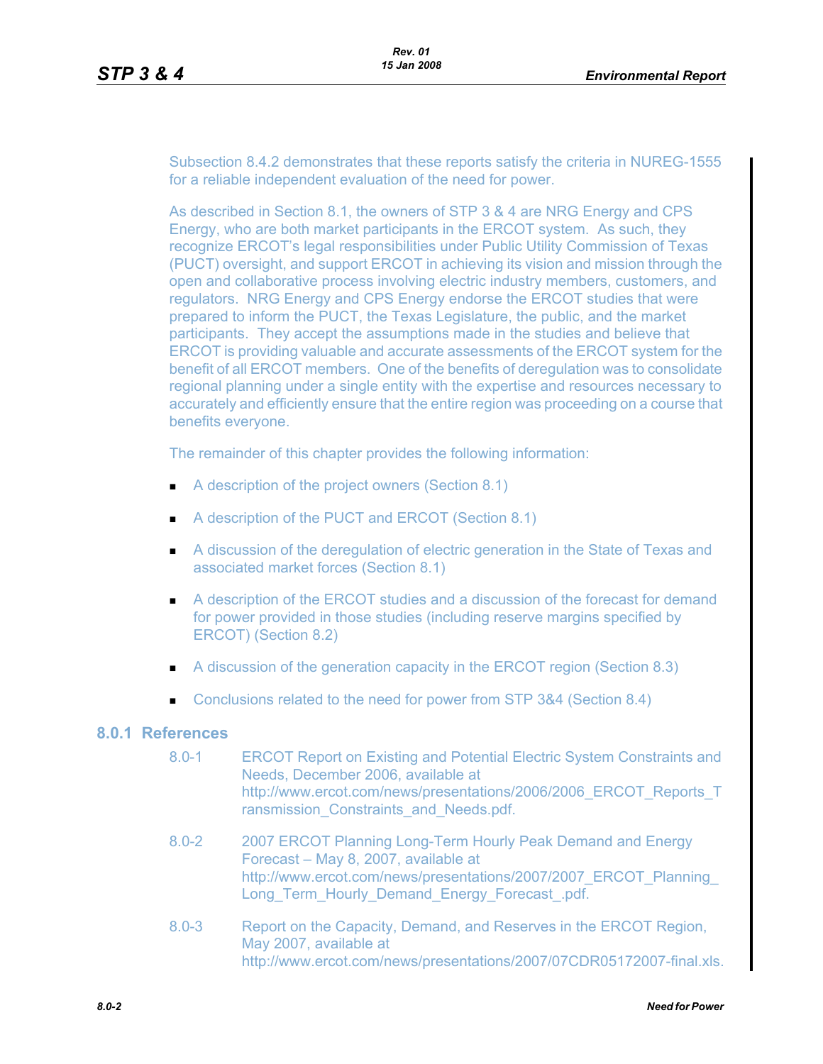Subsection 8.4.2 demonstrates that these reports satisfy the criteria in NUREG-1555 for a reliable independent evaluation of the need for power.

As described in Section 8.1, the owners of STP 3 & 4 are NRG Energy and CPS Energy, who are both market participants in the ERCOT system. As such, they recognize ERCOT's legal responsibilities under Public Utility Commission of Texas (PUCT) oversight, and support ERCOT in achieving its vision and mission through the open and collaborative process involving electric industry members, customers, and regulators. NRG Energy and CPS Energy endorse the ERCOT studies that were prepared to inform the PUCT, the Texas Legislature, the public, and the market participants. They accept the assumptions made in the studies and believe that ERCOT is providing valuable and accurate assessments of the ERCOT system for the benefit of all ERCOT members. One of the benefits of deregulation was to consolidate regional planning under a single entity with the expertise and resources necessary to accurately and efficiently ensure that the entire region was proceeding on a course that benefits everyone.

The remainder of this chapter provides the following information:

- A description of the project owners (Section 8.1)
- A description of the PUCT and ERCOT (Section 8.1)
- A discussion of the deregulation of electric generation in the State of Texas and associated market forces (Section 8.1)
- A description of the ERCOT studies and a discussion of the forecast for demand for power provided in those studies (including reserve margins specified by ERCOT) (Section 8.2)
- A discussion of the generation capacity in the ERCOT region (Section 8.3)
- Conclusions related to the need for power from STP 3&4 (Section 8.4)

## 8.0.1 References

8.0-1 ERCOT Report on Existing and Potential Electric System Constraints and Needs, December 2006, available at http://www.ercot.com/news/presentations/2006/2006_ERCOT_Reports_Transmission_Constraints_and_Needs.pdf.

8.0-2 2007 ERCOT Planning Long-Term Hourly Peak Demand and Energy Forecast – May 8, 2007, available at http://www.ercot.com/news/presentations/2007/2007_ERCOT_Planning_Long_Term_Hourly_Demand_Energy_Forecast_.pdf.

8.0-3 Report on the Capacity, Demand, and Reserves in the ERCOT Region, May 2007, available at http://www.ercot.com/news/presentations/2007/07CDR05172007-final.xls.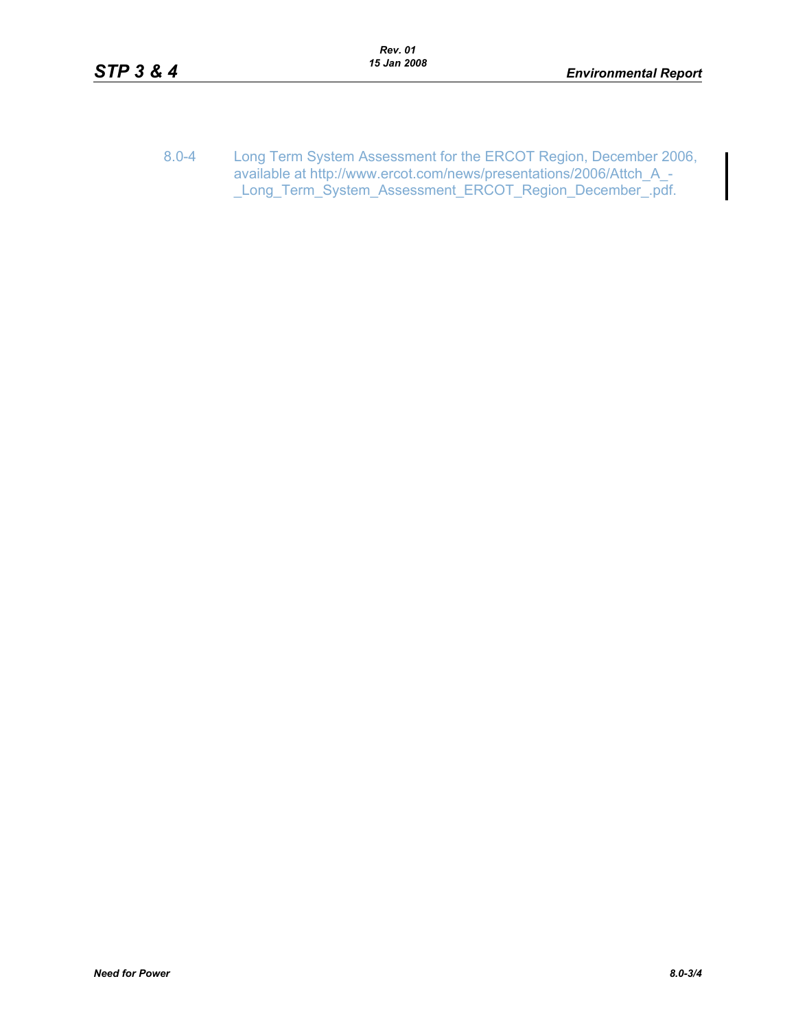8.0-4 Long Term System Assessment for the ERCOT Region, December 2006, available at http://www.ercot.com/news/presentations/2006/Attch_A_-_Long_Term_System_Assessment_ERCOT_Region_December_.pdf.